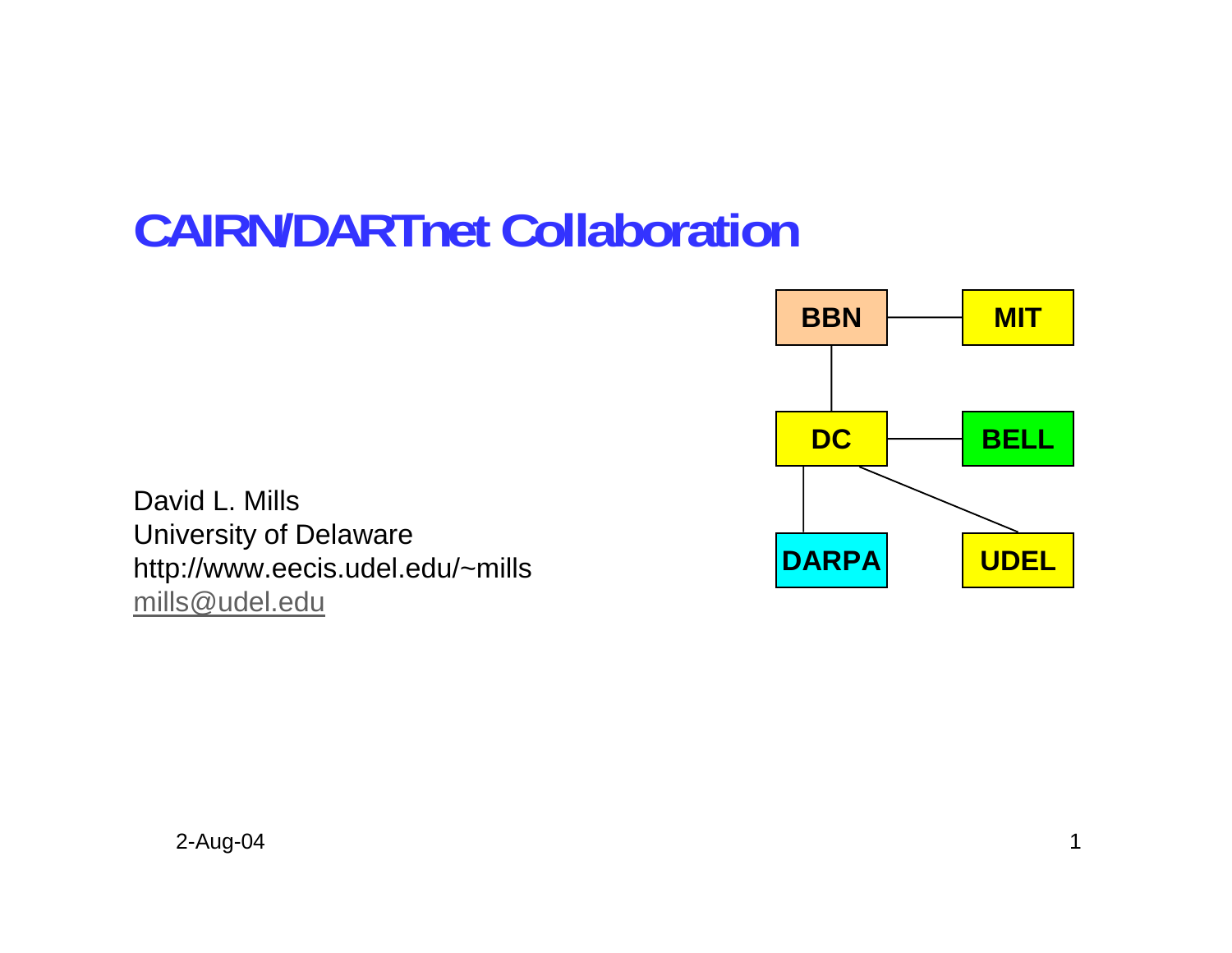# CAIRN/DARTnet Collaboration

BBN — MIT

DC — BELL

DARPA — UDEL

David L. Mills
University of Delaware
http://www.eecis.udel.edu/~mills
mills@udel.edu

2-Aug-04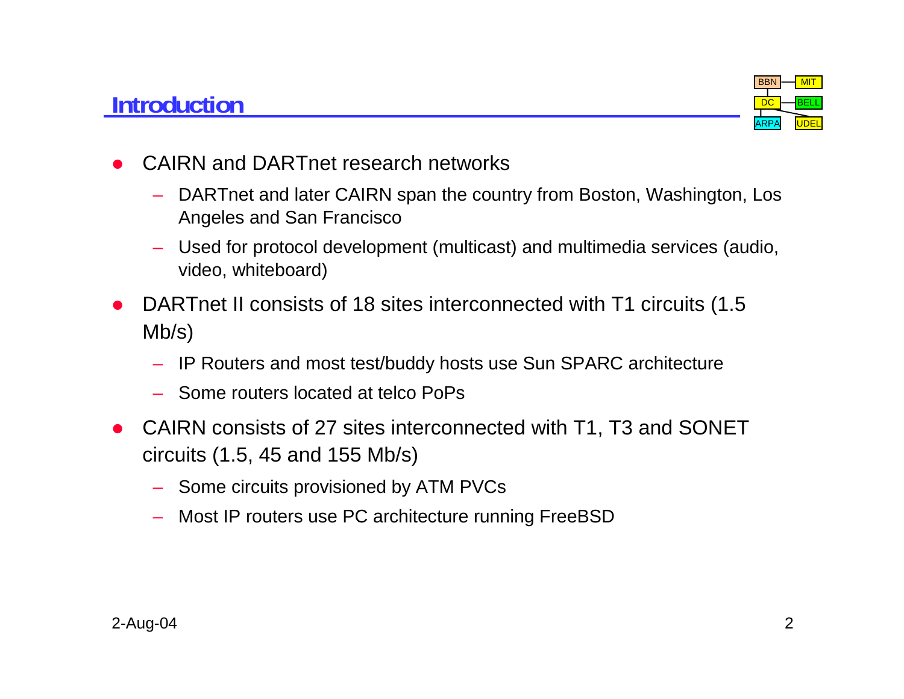## Introduction

- CAIRN and DARTnet research networks
  - DARTnet and later CAIRN span the country from Boston, Washington, Los Angeles and San Francisco
  - Used for protocol development (multicast) and multimedia services (audio, video, whiteboard)
- DARTnet II consists of 18 sites interconnected with T1 circuits (1.5 Mb/s)
  - IP Routers and most test/buddy hosts use Sun SPARC architecture
  - Some routers located at telco PoPs
- CAIRN consists of 27 sites interconnected with T1, T3 and SONET circuits (1.5, 45 and 155 Mb/s)
  - Some circuits provisioned by ATM PVCs
  - Most IP routers use PC architecture running FreeBSD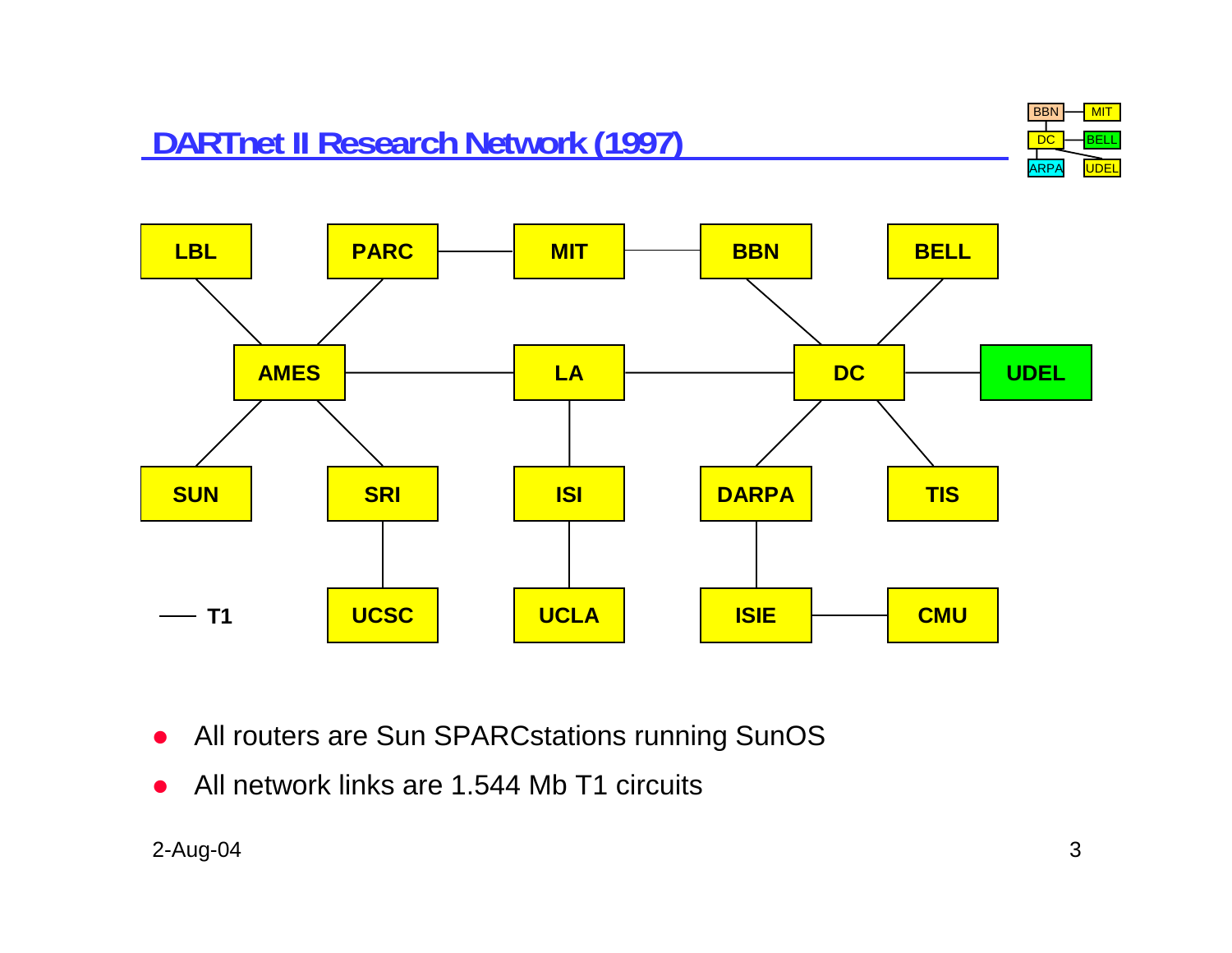## DARTnet II Research Network (1997)

- All routers are Sun SPARCstations running SunOS
- All network links are 1.544 Mb T1 circuits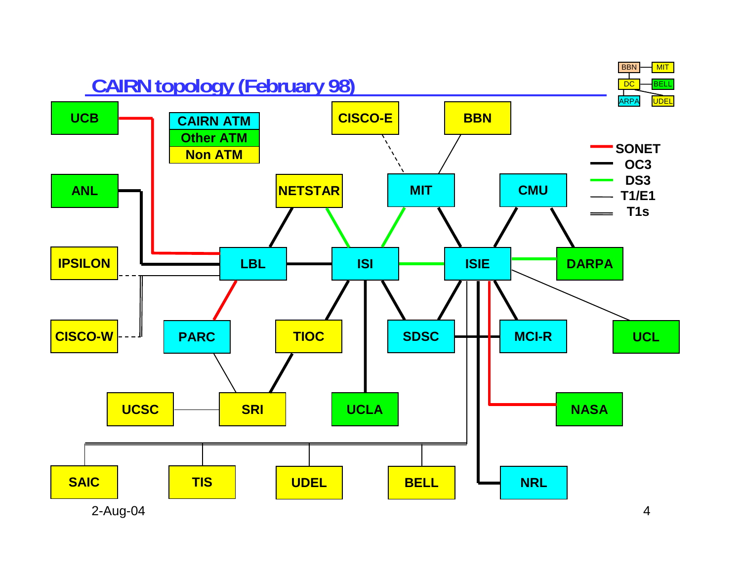# CAIRN topology (February 98)

| CAIRN ATM |
| --- |
| Other ATM |
| Non ATM |

- SONET
- OC3
- DS3
- T1/E1
- T1s

UCB, ANL, IPSILON, CISCO-W, LBL, PARC, NETSTAR, TIOC, UCSC, SRI, CISCO-E, ISI, UCLA, BBN, MIT, ISIE, SDSC, MCI-R, CMU, DARPA, UCL, NASA, NRL, SAIC, TIS, UDEL, BELL

BBN — MIT, DC — BELL, ARPA, UDEL

2-Aug-04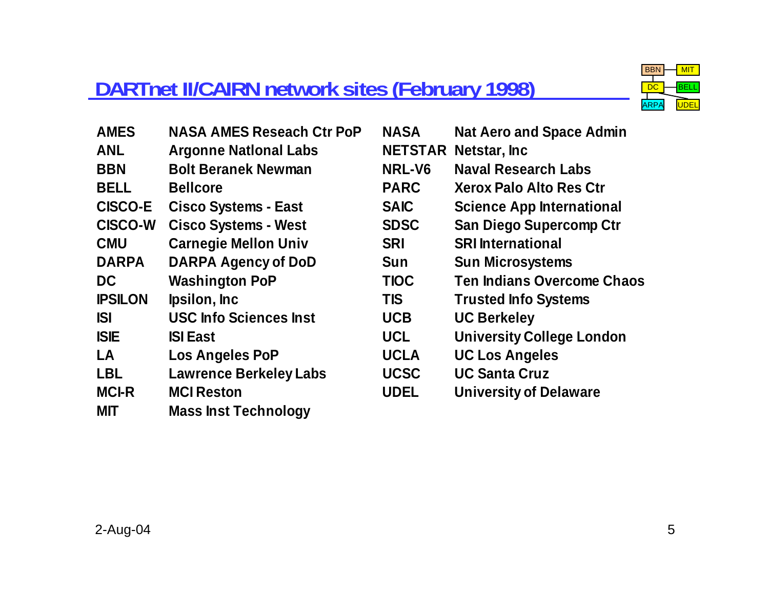# DARTnet II/CAIRN network sites (February 1998)

| | | | |
|---|---|---|---|
| **AMES** | **NASA AMES Reseach Ctr PoP** | **NASA** | **Nat Aero and Space Admin** |
| **ANL** | **Argonne Natlonal Labs** | **NETSTAR** | **Netstar, Inc** |
| **BBN** | **Bolt Beranek Newman** | **NRL-V6** | **Naval Research Labs** |
| **BELL** | **Bellcore** | **PARC** | **Xerox Palo Alto Res Ctr** |
| **CISCO-E** | **Cisco Systems - East** | **SAIC** | **Science App International** |
| **CISCO-W** | **Cisco Systems - West** | **SDSC** | **San Diego Supercomp Ctr** |
| **CMU** | **Carnegie Mellon Univ** | **SRI** | **SRI International** |
| **DARPA** | **DARPA Agency of DoD** | **Sun** | **Sun Microsystems** |
| **DC** | **Washington PoP** | **TIOC** | **Ten Indians Overcome Chaos** |
| **IPSILON** | **Ipsilon, Inc** | **TIS** | **Trusted Info Systems** |
| **ISI** | **USC Info Sciences Inst** | **UCB** | **UC Berkeley** |
| **ISIE** | **ISI East** | **UCL** | **University College London** |
| **LA** | **Los Angeles PoP** | **UCLA** | **UC Los Angeles** |
| **LBL** | **Lawrence Berkeley Labs** | **UCSC** | **UC Santa Cruz** |
| **MCI-R** | **MCI Reston** | **UDEL** | **University of Delaware** |
| **MIT** | **Mass Inst Technology** | | |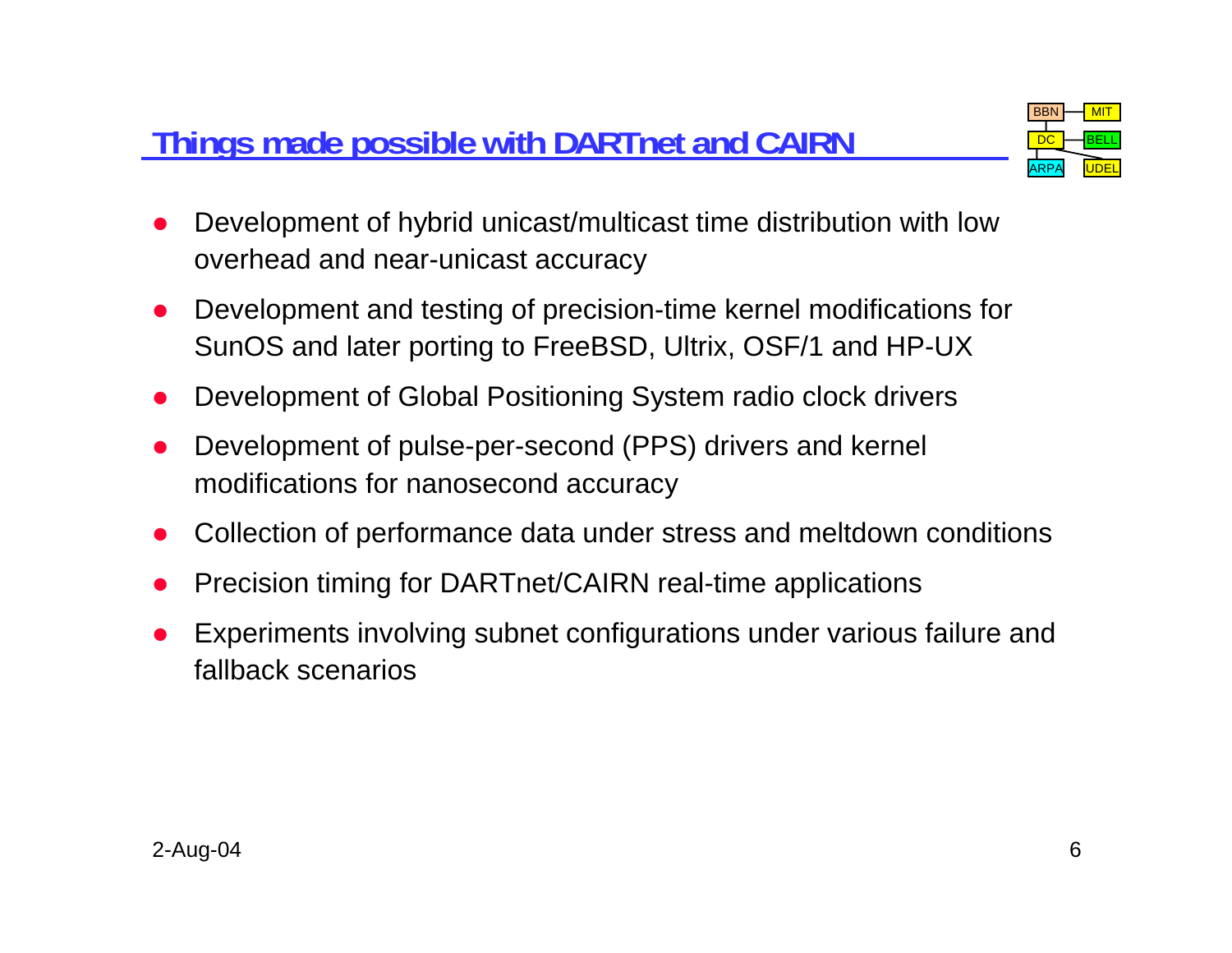## Things made possible with DARTnet and CAIRN

- Development of hybrid unicast/multicast time distribution with low overhead and near-unicast accuracy
- Development and testing of precision-time kernel modifications for SunOS and later porting to FreeBSD, Ultrix, OSF/1 and HP-UX
- Development of Global Positioning System radio clock drivers
- Development of pulse-per-second (PPS) drivers and kernel modifications for nanosecond accuracy
- Collection of performance data under stress and meltdown conditions
- Precision timing for DARTnet/CAIRN real-time applications
- Experiments involving subnet configurations under various failure and fallback scenarios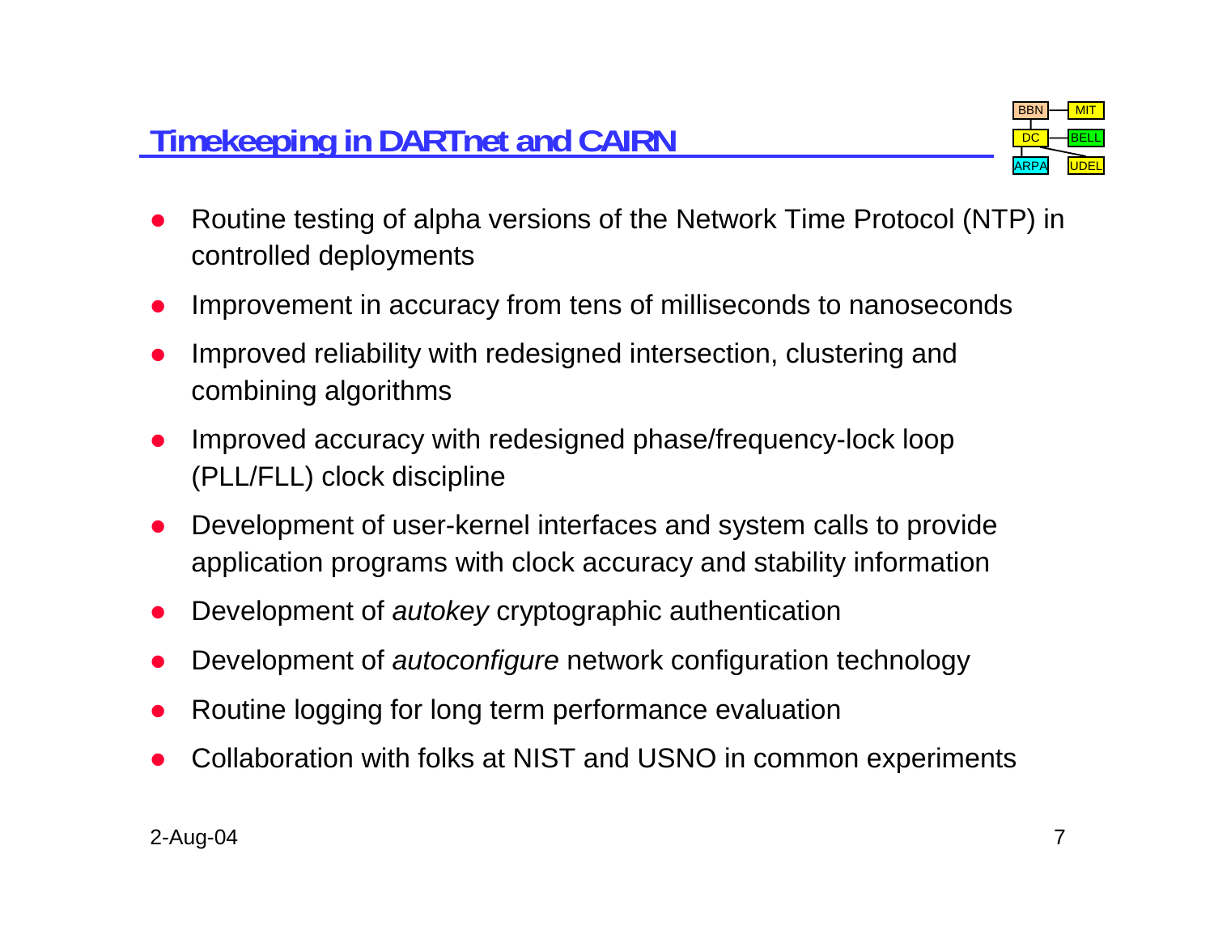## Timekeeping in DARTnet and CAIRN

- Routine testing of alpha versions of the Network Time Protocol (NTP) in controlled deployments
- Improvement in accuracy from tens of milliseconds to nanoseconds
- Improved reliability with redesigned intersection, clustering and combining algorithms
- Improved accuracy with redesigned phase/frequency-lock loop (PLL/FLL) clock discipline
- Development of user-kernel interfaces and system calls to provide application programs with clock accuracy and stability information
- Development of *autokey* cryptographic authentication
- Development of *autoconfigure* network configuration technology
- Routine logging for long term performance evaluation
- Collaboration with folks at NIST and USNO in common experiments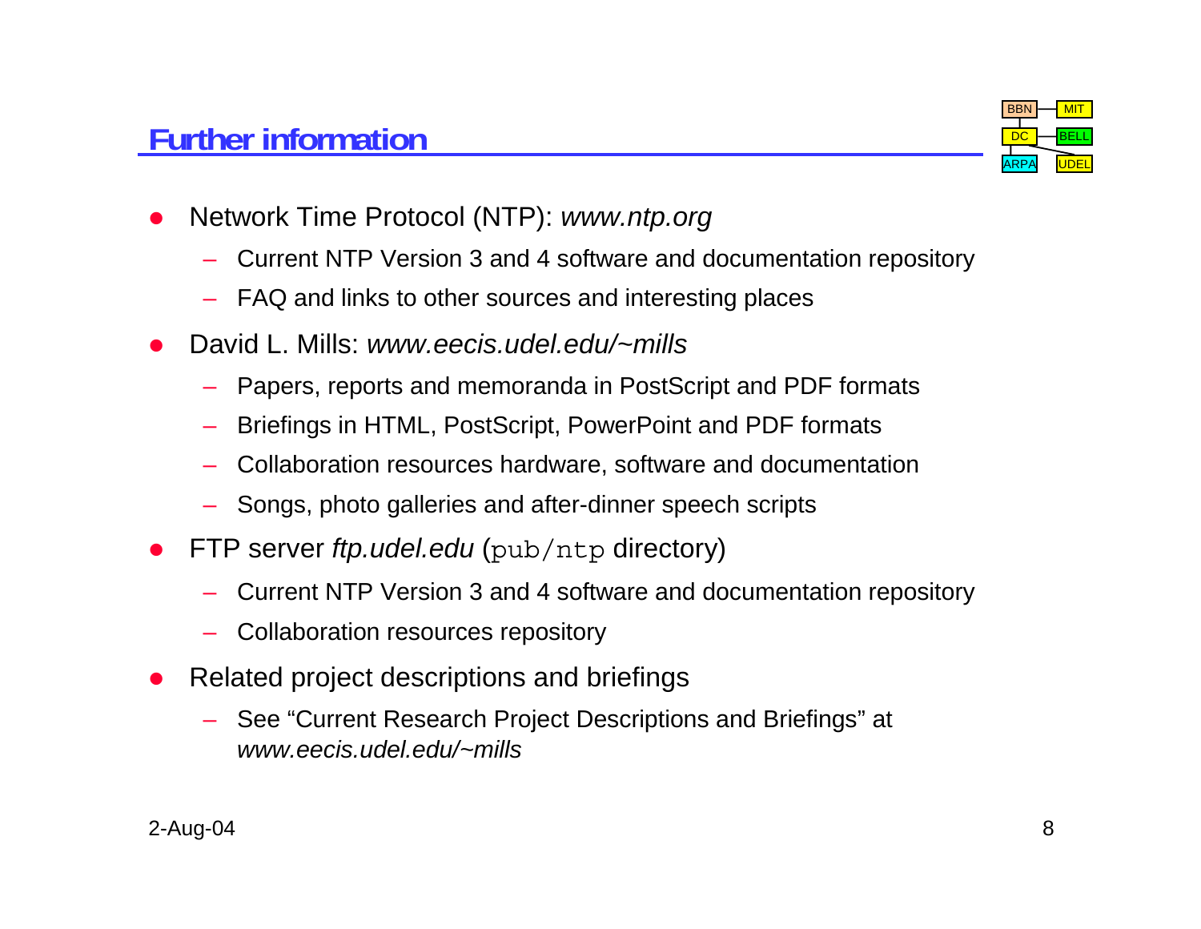## Further information

- Network Time Protocol (NTP): *www.ntp.org*
  - Current NTP Version 3 and 4 software and documentation repository
  - FAQ and links to other sources and interesting places
- David L. Mills: *www.eecis.udel.edu/~mills*
  - Papers, reports and memoranda in PostScript and PDF formats
  - Briefings in HTML, PostScript, PowerPoint and PDF formats
  - Collaboration resources hardware, software and documentation
  - Songs, photo galleries and after-dinner speech scripts
- FTP server *ftp.udel.edu* (`pub/ntp` directory)
  - Current NTP Version 3 and 4 software and documentation repository
  - Collaboration resources repository
- Related project descriptions and briefings
  - See "Current Research Project Descriptions and Briefings" at *www.eecis.udel.edu/~mills*